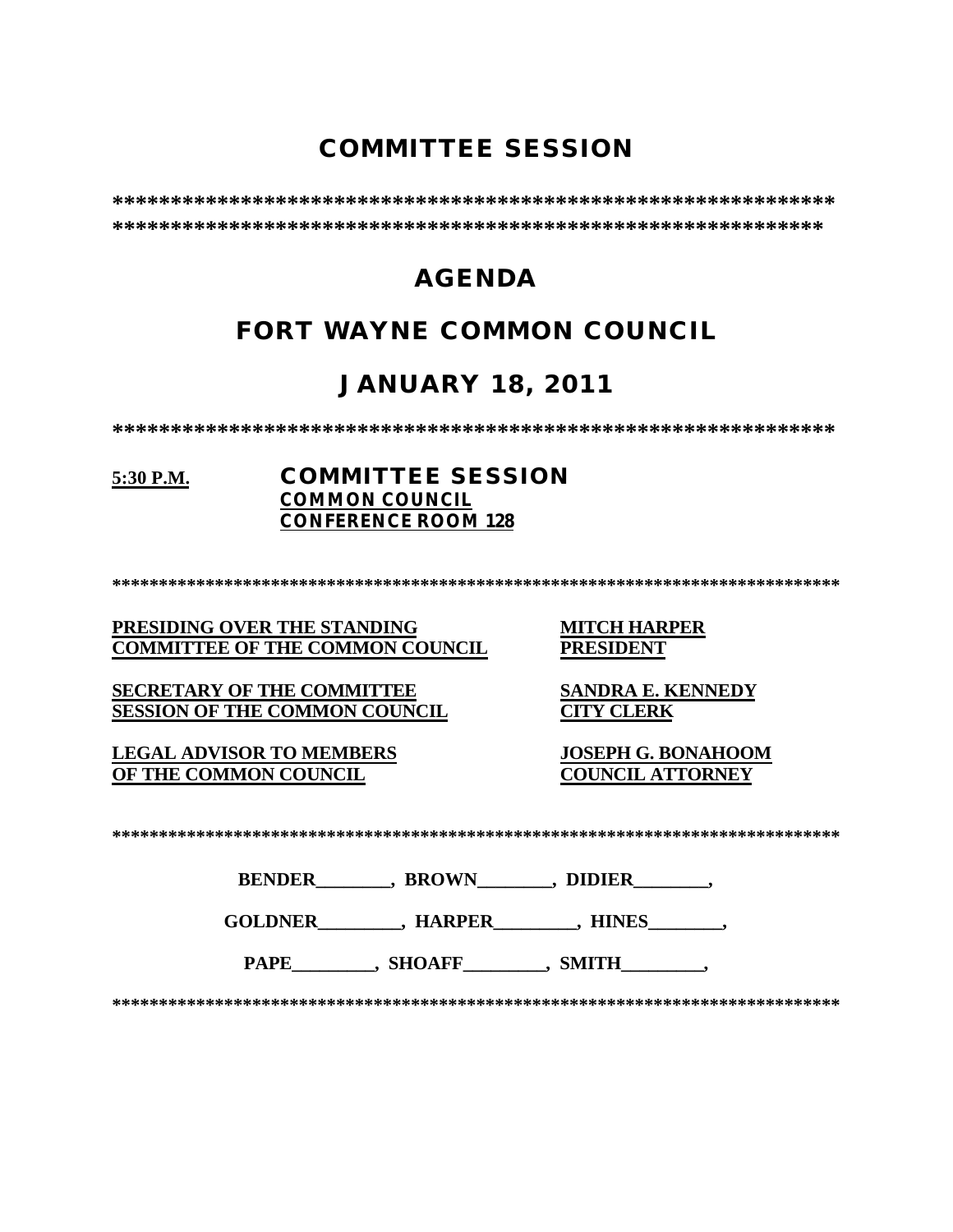# COMMITTEE SESSION

***************************************************************
***************************************************************

# AGENDA

# FORT WAYNE COMMON COUNCIL

# JANUARY 18, 2011

***************************************************************

**5:30 P.M.** **COMMITTEE SESSION**
**COMMON COUNCIL**
**CONFERENCE ROOM 128**

*******************************************************************************

| | |
|---|---|
| **PRESIDING OVER THE STANDING COMMITTEE OF THE COMMON COUNCIL** | **MITCH HARPER PRESIDENT** |
| **SECRETARY OF THE COMMITTEE SESSION OF THE COMMON COUNCIL** | **SANDRA E. KENNEDY CITY CLERK** |
| **LEGAL ADVISOR TO MEMBERS OF THE COMMON COUNCIL** | **JOSEPH G. BONAHOOM COUNCIL ATTORNEY** |

*******************************************************************************

**BENDER________, BROWN________, DIDIER________,**

**GOLDNER_________, HARPER_________, HINES________,**

**PAPE_________, SHOAFF_________, SMITH_________,**

*******************************************************************************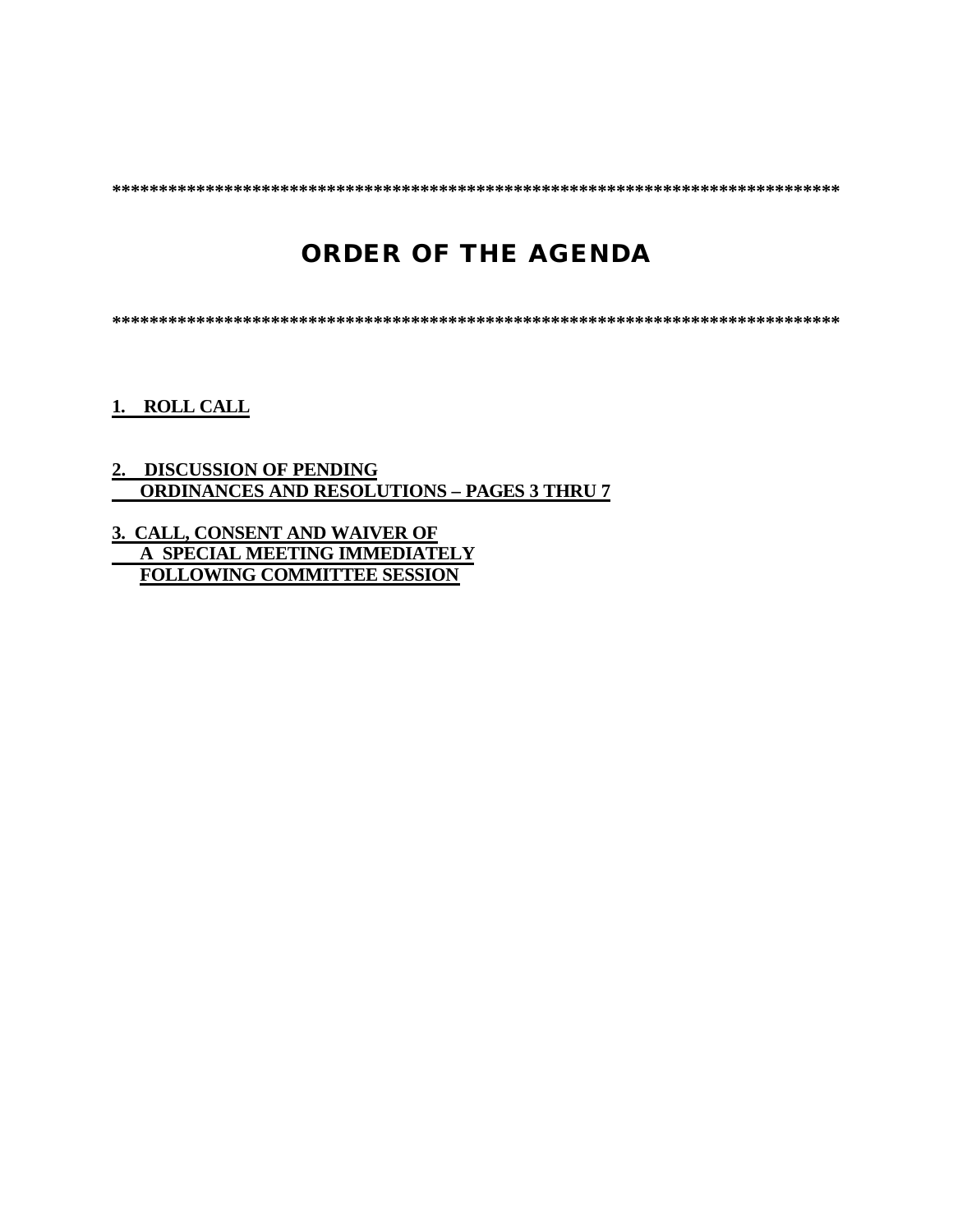*********************************************************************************

# ORDER OF THE AGENDA

*********************************************************************************

**1. ROLL CALL**

**2. DISCUSSION OF PENDING ORDINANCES AND RESOLUTIONS – PAGES 3 THRU 7**

**3. CALL, CONSENT AND WAIVER OF A SPECIAL MEETING IMMEDIATELY FOLLOWING COMMITTEE SESSION**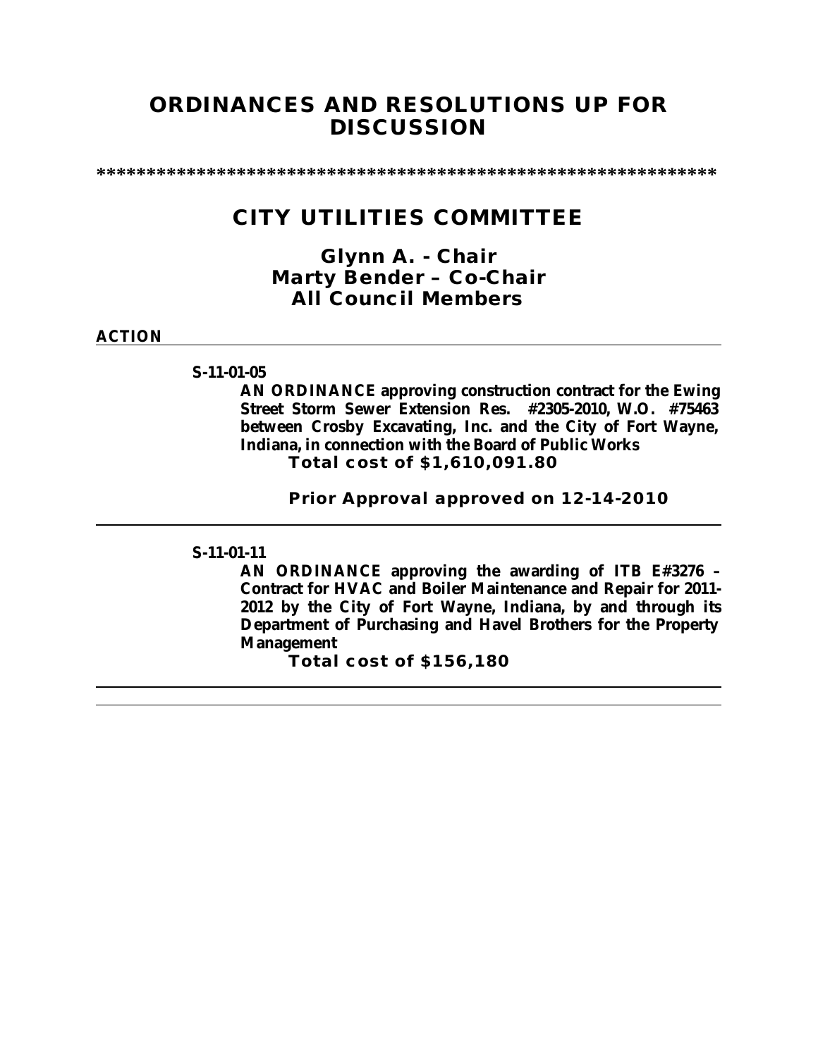# ORDINANCES AND RESOLUTIONS UP FOR DISCUSSION

***************************************************************

## CITY UTILITIES COMMITTEE

### Glynn A. - Chair
### Marty Bender – Co-Chair
### All Council Members

**ACTION**

---

**S-11-01-05**

**AN ORDINANCE approving construction contract for the Ewing Street Storm Sewer Extension Res. #2305-2010, W.O. #75463 between Crosby Excavating, Inc. and the City of Fort Wayne, Indiana, in connection with the Board of Public Works**

**Total cost of $1,610,091.80**

**Prior Approval approved on 12-14-2010**

---

**S-11-01-11**

**AN ORDINANCE approving the awarding of ITB E#3276 – Contract for HVAC and Boiler Maintenance and Repair for 2011-2012 by the City of Fort Wayne, Indiana, by and through its Department of Purchasing and Havel Brothers for the Property Management**

**Total cost of $156,180**

---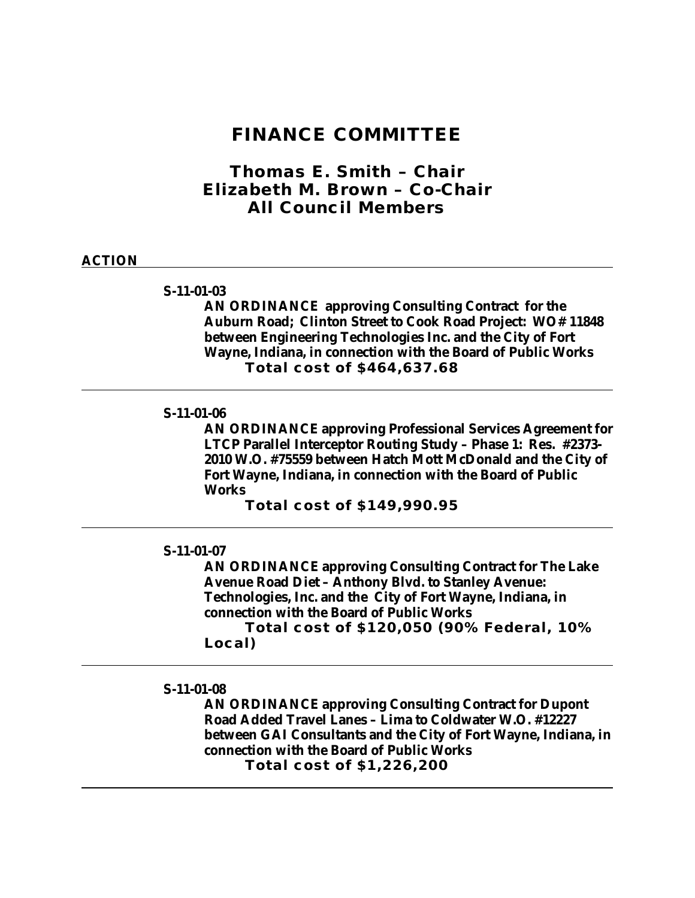# FINANCE COMMITTEE

## Thomas E. Smith – Chair
## Elizabeth M. Brown – Co-Chair
## All Council Members

**ACTION**

---

**S-11-01-03**

**AN ORDINANCE approving Consulting Contract for the Auburn Road; Clinton Street to Cook Road Project: WO# 11848 between Engineering Technologies Inc. and the City of Fort Wayne, Indiana, in connection with the Board of Public Works**

**Total cost of $464,637.68**

---

**S-11-01-06**

**AN ORDINANCE approving Professional Services Agreement for LTCP Parallel Interceptor Routing Study – Phase 1: Res. #2373-2010 W.O. #75559 between Hatch Mott McDonald and the City of Fort Wayne, Indiana, in connection with the Board of Public Works**

**Total cost of $149,990.95**

---

**S-11-01-07**

**AN ORDINANCE approving Consulting Contract for The Lake Avenue Road Diet – Anthony Blvd. to Stanley Avenue: Technologies, Inc. and the City of Fort Wayne, Indiana, in connection with the Board of Public Works**

**Total cost of $120,050 (90% Federal, 10% Local)**

---

**S-11-01-08**

**AN ORDINANCE approving Consulting Contract for Dupont Road Added Travel Lanes – Lima to Coldwater W.O. #12227 between GAI Consultants and the City of Fort Wayne, Indiana, in connection with the Board of Public Works**

**Total cost of $1,226,200**

---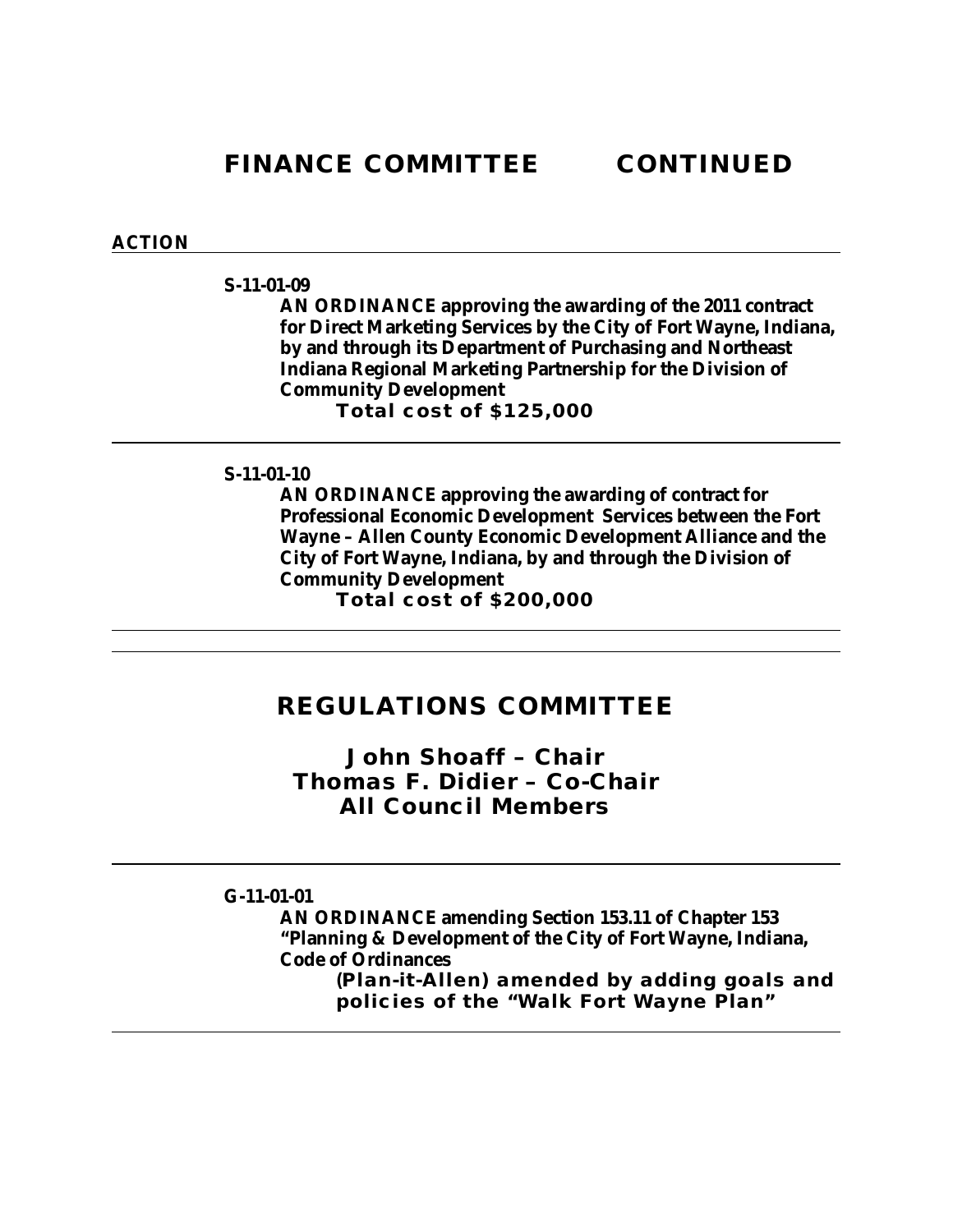# FINANCE COMMITTEE CONTINUED

**ACTION**

---

**S-11-01-09**

**AN ORDINANCE approving the awarding of the 2011 contract for Direct Marketing Services by the City of Fort Wayne, Indiana, by and through its Department of Purchasing and Northeast Indiana Regional Marketing Partnership for the Division of Community Development**

**Total cost of $125,000**

---

**S-11-01-10**

**AN ORDINANCE approving the awarding of contract for Professional Economic Development Services between the Fort Wayne – Allen County Economic Development Alliance and the City of Fort Wayne, Indiana, by and through the Division of Community Development**

**Total cost of $200,000**

---

## REGULATIONS COMMITTEE

**John Shoaff – Chair**
**Thomas F. Didier – Co-Chair**
**All Council Members**

---

**G-11-01-01**

**AN ORDINANCE amending Section 153.11 of Chapter 153 "Planning & Development of the City of Fort Wayne, Indiana, Code of Ordinances**

**(Plan-it-Allen) amended by adding goals and policies of the "Walk Fort Wayne Plan"**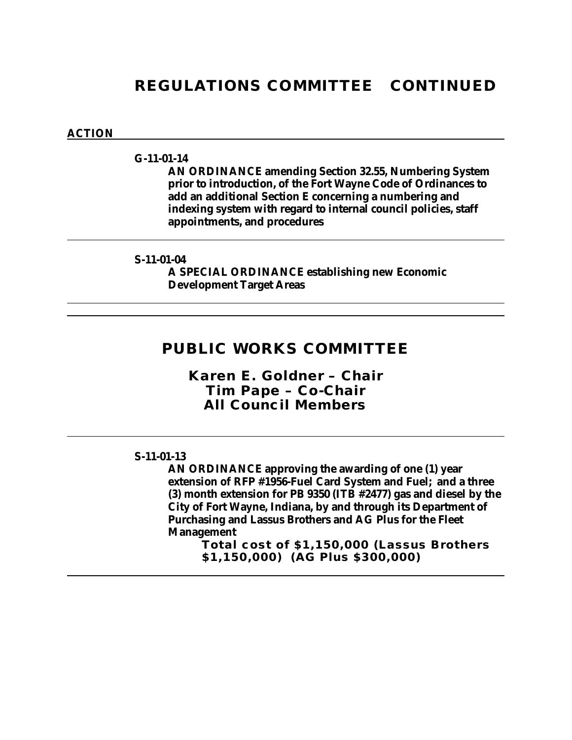# REGULATIONS COMMITTEE CONTINUED

**ACTION**

---

**G-11-01-14**

**AN ORDINANCE amending Section 32.55, Numbering System prior to introduction, of the Fort Wayne Code of Ordinances to add an additional Section E concerning a numbering and indexing system with regard to internal council policies, staff appointments, and procedures**

---

**S-11-01-04**

**A SPECIAL ORDINANCE establishing new Economic Development Target Areas**

---

# PUBLIC WORKS COMMITTEE

## Karen E. Goldner – Chair
## Tim Pape – Co-Chair
## All Council Members

---

**S-11-01-13**

**AN ORDINANCE approving the awarding of one (1) year extension of RFP #1956-Fuel Card System and Fuel; and a three (3) month extension for PB 9350 (ITB #2477) gas and diesel by the City of Fort Wayne, Indiana, by and through its Department of Purchasing and Lassus Brothers and AG Plus for the Fleet Management**

**Total cost of $1,150,000 (Lassus Brothers $1,150,000) (AG Plus $300,000)**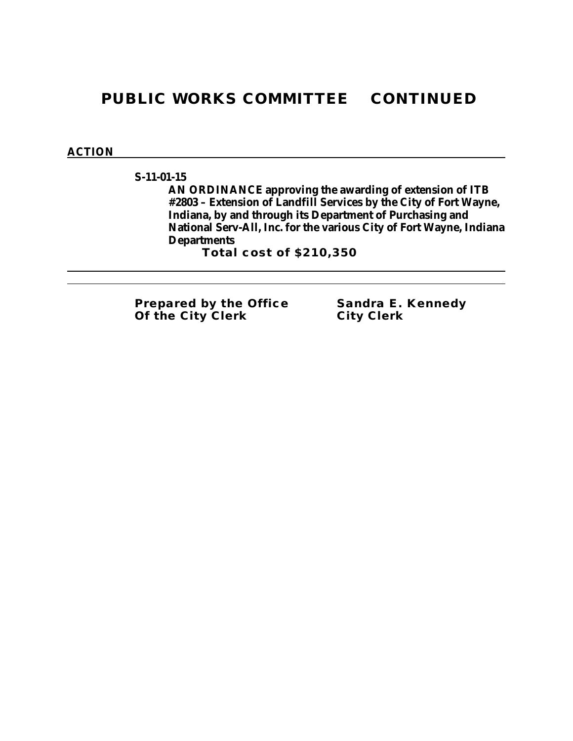# PUBLIC WORKS COMMITTEE CONTINUED

**ACTION**

**S-11-01-15**

**AN ORDINANCE approving the awarding of extension of ITB #2803 – Extension of Landfill Services by the City of Fort Wayne, Indiana, by and through its Department of Purchasing and National Serv-All, Inc. for the various City of Fort Wayne, Indiana Departments**

**Total cost of $210,350**

---

**Prepared by the Office Of the City Clerk**

**Sandra E. Kennedy City Clerk**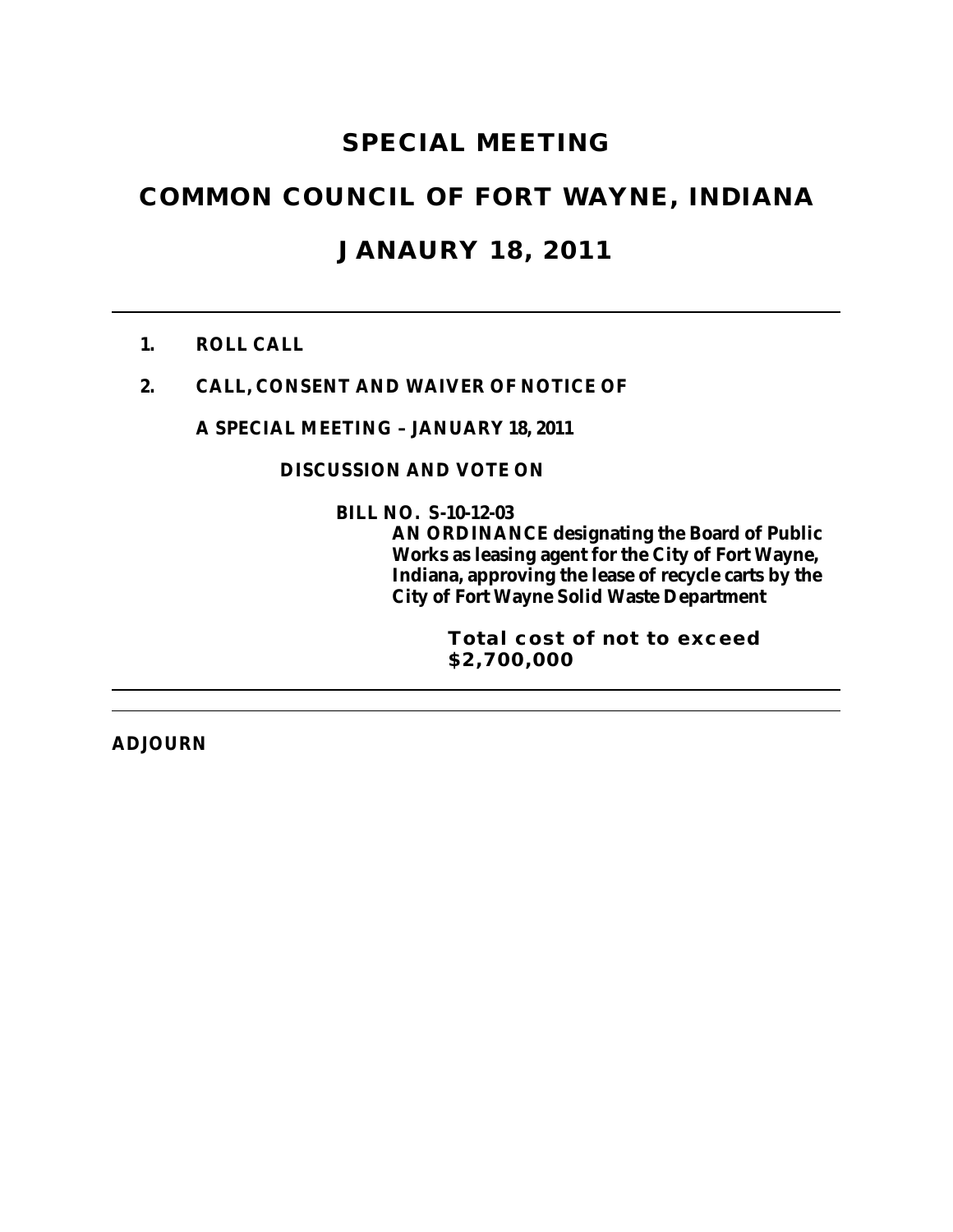# SPECIAL MEETING

# COMMON COUNCIL OF FORT WAYNE, INDIANA

# JANAURY 18, 2011

---

**1. ROLL CALL**

**2. CALL, CONSENT AND WAIVER OF NOTICE OF**

**A SPECIAL MEETING – JANUARY 18, 2011**

**DISCUSSION AND VOTE ON**

**BILL NO. S-10-12-03**
**AN ORDINANCE designating the Board of Public Works as leasing agent for the City of Fort Wayne, Indiana, approving the lease of recycle carts by the City of Fort Wayne Solid Waste Department**

**Total cost of not to exceed $2,700,000**

---

**ADJOURN**